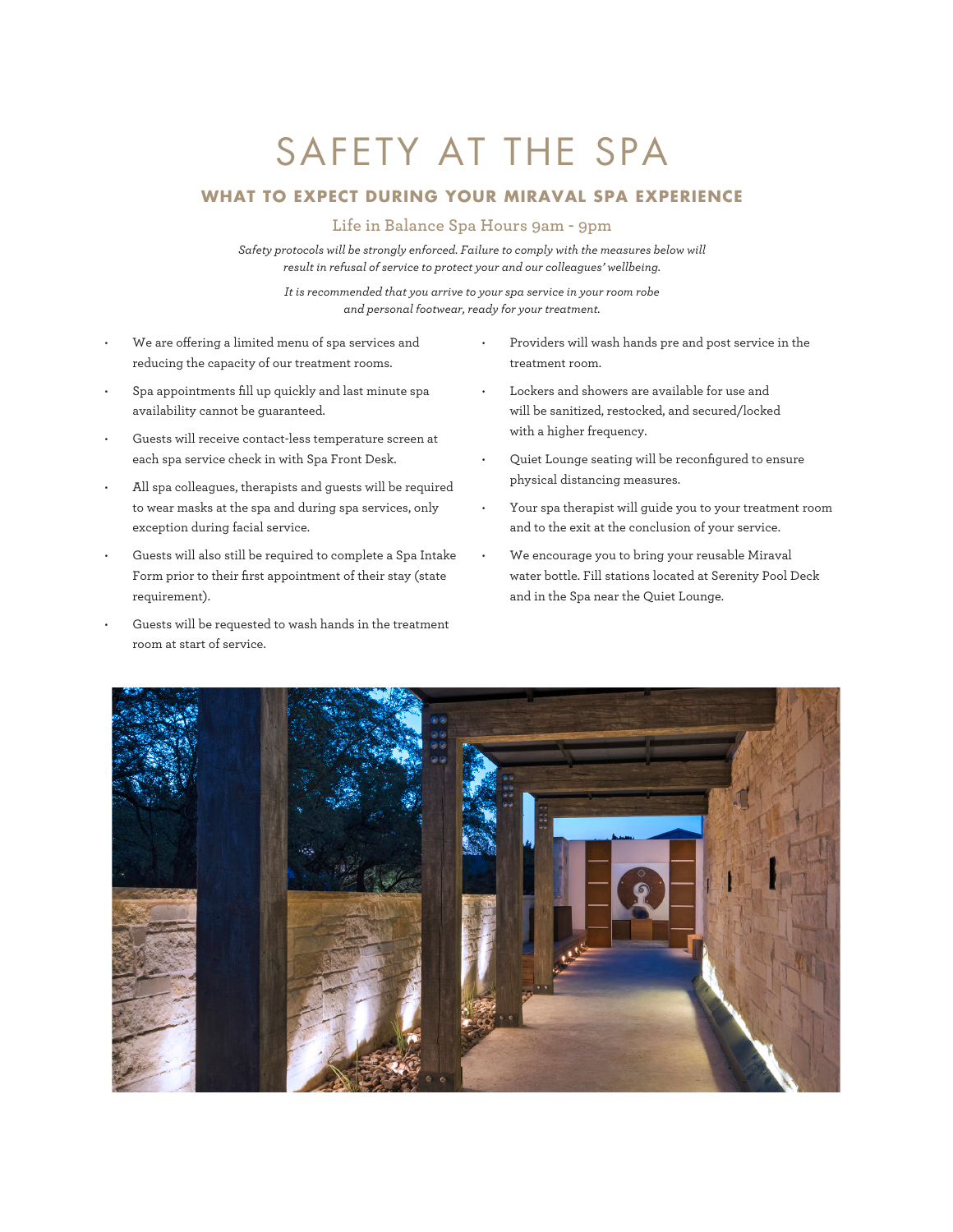# SAFETY AT THE SPA

## WHAT TO EXPECT DURING YOUR MIRAVAL SPA EXPERIENCE

### Life in Balance Spa Hours 9am - 9pm

*Safety protocols will be strongly enforced. Failure to comply with the measures below will result in refusal of service to protect your and our colleagues' wellbeing.*

*It is recommended that you arrive to your spa service in your room robe and personal footwear, ready for your treatment.*

- We are offering a limited menu of spa services and reducing the capacity of our treatment rooms.
- Spa appointments fill up quickly and last minute spa availability cannot be guaranteed.
- Guests will receive contact-less temperature screen at each spa service check in with Spa Front Desk.
- All spa colleagues, therapists and guests will be required to wear masks at the spa and during spa services, only exception during facial service.
- Guests will also still be required to complete a Spa Intake Form prior to their first appointment of their stay (state requirement).
- Guests will be requested to wash hands in the treatment room at start of service.
- Providers will wash hands pre and post service in the treatment room.
- Lockers and showers are available for use and will be sanitized, restocked, and secured/locked with a higher frequency.
- Quiet Lounge seating will be reconfigured to ensure physical distancing measures.
- Your spa therapist will guide you to your treatment room and to the exit at the conclusion of your service.
- We encourage you to bring your reusable Miraval water bottle. Fill stations located at Serenity Pool Deck and in the Spa near the Quiet Lounge.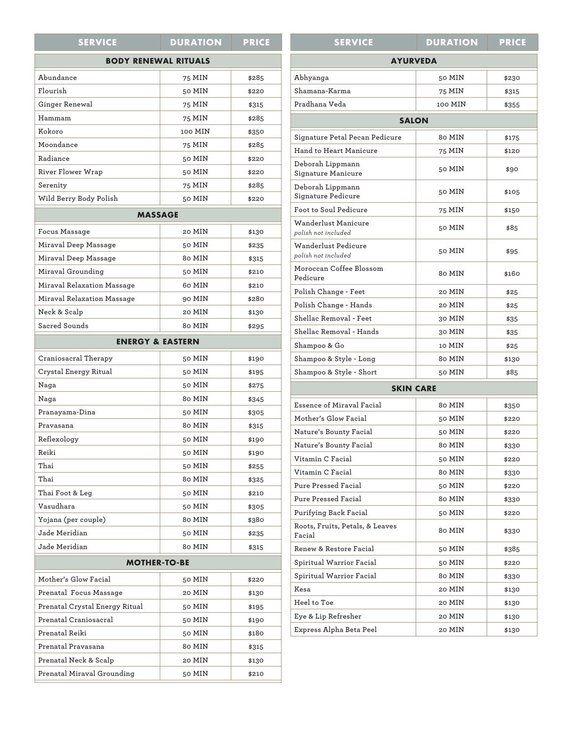| SERVICE | DURATION | PRICE |
| --- | --- | --- |
| **BODY RENEWAL RITUALS** | | |
| Abundance | 75 MIN | $285 |
| Flourish | 50 MIN | $220 |
| Ginger Renewal | 75 MIN | $315 |
| Hammam | 75 MIN | $285 |
| Kokoro | 100 MIN | $350 |
| Moondance | 75 MIN | $285 |
| Radiance | 50 MIN | $220 |
| River Flower Wrap | 50 MIN | $220 |
| Serenity | 75 MIN | $285 |
| Wild Berry Body Polish | 50 MIN | $220 |
| **MASSAGE** | | |
| Focus Massage | 20 MIN | $130 |
| Miraval Deep Massage | 50 MIN | $235 |
| Miraval Deep Massage | 80 MIN | $315 |
| Miraval Grounding | 50 MIN | $210 |
| Miraval Relaxation Massage | 60 MIN | $210 |
| Miraval Relaxation Massage | 90 MIN | $280 |
| Neck & Scalp | 20 MIN | $130 |
| Sacred Sounds | 80 MIN | $295 |
| **ENERGY & EASTERN** | | |
| Craniosacral Therapy | 50 MIN | $190 |
| Crystal Energy Ritual | 50 MIN | $195 |
| Naga | 50 MIN | $275 |
| Naga | 80 MIN | $345 |
| Pranayama-Dina | 50 MIN | $305 |
| Pravasana | 80 MIN | $315 |
| Reflexology | 50 MIN | $190 |
| Reiki | 50 MIN | $190 |
| Thai | 50 MIN | $255 |
| Thai | 80 MIN | $325 |
| Thai Foot & Leg | 50 MIN | $210 |
| Vasudhara | 50 MIN | $305 |
| Yojana (per couple) | 80 MIN | $380 |
| Jade Meridian | 50 MIN | $235 |
| Jade Meridian | 80 MIN | $315 |
| **MOTHER-TO-BE** | | |
| Mother's Glow Facial | 50 MIN | $220 |
| Prenatal Focus Massage | 20 MIN | $130 |
| Prenatal Crystal Energy Ritual | 50 MIN | $195 |
| Prenatal Craniosacral | 50 MIN | $190 |
| Prenatal Reiki | 50 MIN | $180 |
| Prenatal Pravasana | 80 MIN | $315 |
| Prenatal Neck & Scalp | 20 MIN | $130 |
| Prenatal Miraval Grounding | 50 MIN | $210 |

| SERVICE | DURATION | PRICE |
| --- | --- | --- |
| **AYURVEDA** | | |
| Abhyanga | 50 MIN | $230 |
| Shamana-Karma | 75 MIN | $315 |
| Pradhana Veda | 100 MIN | $355 |
| **SALON** | | |
| Signature Petal Pecan Pedicure | 80 MIN | $175 |
| Hand to Heart Manicure | 75 MIN | $120 |
| Deborah Lippmann Signature Manicure | 50 MIN | $90 |
| Deborah Lippmann Signature Pedicure | 50 MIN | $105 |
| Foot to Soul Pedicure | 75 MIN | $150 |
| Wanderlust Manicure *polish not included* | 50 MIN | $85 |
| Wanderlust Pedicure *polish not included* | 50 MIN | $95 |
| Moroccan Coffee Blossom Pedicure | 80 MIN | $160 |
| Polish Change - Feet | 20 MIN | $25 |
| Polish Change - Hands | 20 MIN | $25 |
| Shellac Removal - Feet | 30 MIN | $35 |
| Shellac Removal - Hands | 30 MIN | $35 |
| Shampoo & Go | 10 MIN | $25 |
| Shampoo & Style - Long | 80 MIN | $130 |
| Shampoo & Style - Short | 50 MIN | $85 |
| **SKIN CARE** | | |
| Essence of Miraval Facial | 80 MIN | $350 |
| Mother's Glow Facial | 50 MIN | $220 |
| Nature's Bounty Facial | 50 MIN | $220 |
| Nature's Bounty Facial | 80 MIN | $330 |
| Vitamin C Facial | 50 MIN | $220 |
| Vitamin C Facial | 80 MIN | $330 |
| Pure Pressed Facial | 50 MIN | $220 |
| Pure Pressed Facial | 80 MIN | $330 |
| Purifying Back Facial | 50 MIN | $220 |
| Roots, Fruits, Petals, & Leaves Facial | 80 MIN | $330 |
| Renew & Restore Facial | 50 MIN | $385 |
| Spiritual Warrior Facial | 50 MIN | $220 |
| Spiritual Warrior Facial | 80 MIN | $330 |
| Kesa | 20 MIN | $130 |
| Heel to Toe | 20 MIN | $130 |
| Eye & Lip Refresher | 20 MIN | $130 |
| Express Alpha Beta Peel | 20 MIN | $130 |